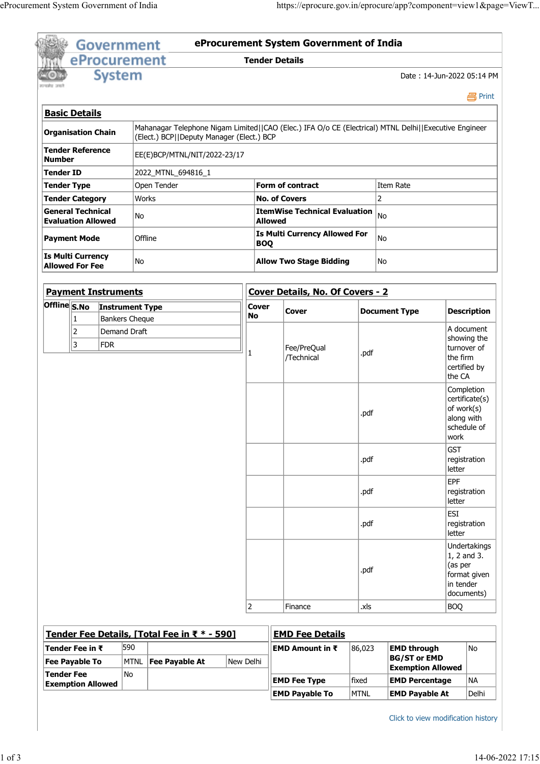# eProcurement System Government of India

## Tender Details

Date : 14-Jun-2022 05:14 PM

Print

## Basic Details

| | | | |
|---|---|---|---|
| **Organisation Chain** | Mahanagar Telephone Nigam Limited\|\|CAO (Elec.) IFA O/o CE (Electrical) MTNL Delhi\|\|Executive Engineer (Elect.) BCP\|\|Deputy Manager (Elect.) BCP | | |
| **Tender Reference Number** | EE(E)BCP/MTNL/NIT/2022-23/17 | | |
| **Tender ID** | 2022_MTNL_694816_1 | | |
| **Tender Type** | Open Tender | **Form of contract** | Item Rate |
| **Tender Category** | Works | **No. of Covers** | 2 |
| **General Technical Evaluation Allowed** | No | **ItemWise Technical Evaluation Allowed** | No |
| **Payment Mode** | Offline | **Is Multi Currency Allowed For BOQ** | No |
| **Is Multi Currency Allowed For Fee** | No | **Allow Two Stage Bidding** | No |

## Payment Instruments

| | S.No | Instrument Type |
|---|---|---|
| **Offline** | 1 | Bankers Cheque |
| | 2 | Demand Draft |
| | 3 | FDR |

## Cover Details, No. Of Covers - 2

| Cover No | Cover | Document Type | Description |
|---|---|---|---|
| 1 | Fee/PreQual /Technical | .pdf | A document showing the turnover of the firm certified by the CA |
| | | .pdf | Completion certificate(s) of work(s) along with schedule of work |
| | | .pdf | GST registration letter |
| | | .pdf | EPF registration letter |
| | | .pdf | ESI registration letter |
| | | .pdf | Undertakings 1, 2 and 3. (as per format given in tender documents) |
| 2 | Finance | .xls | BOQ |

## Tender Fee Details, [Total Fee in ₹ * - 590]

| | | | |
|---|---|---|---|
| **Tender Fee in ₹** | 590 | | |
| **Fee Payable To** | MTNL | **Fee Payable At** | New Delhi |
| **Tender Fee Exemption Allowed** | No | | |

## EMD Fee Details

| | | | |
|---|---|---|---|
| **EMD Amount in ₹** | 86,023 | **EMD through BG/ST or EMD Exemption Allowed** | No |
| **EMD Fee Type** | fixed | **EMD Percentage** | NA |
| **EMD Payable To** | MTNL | **EMD Payable At** | Delhi |

Click to view modification history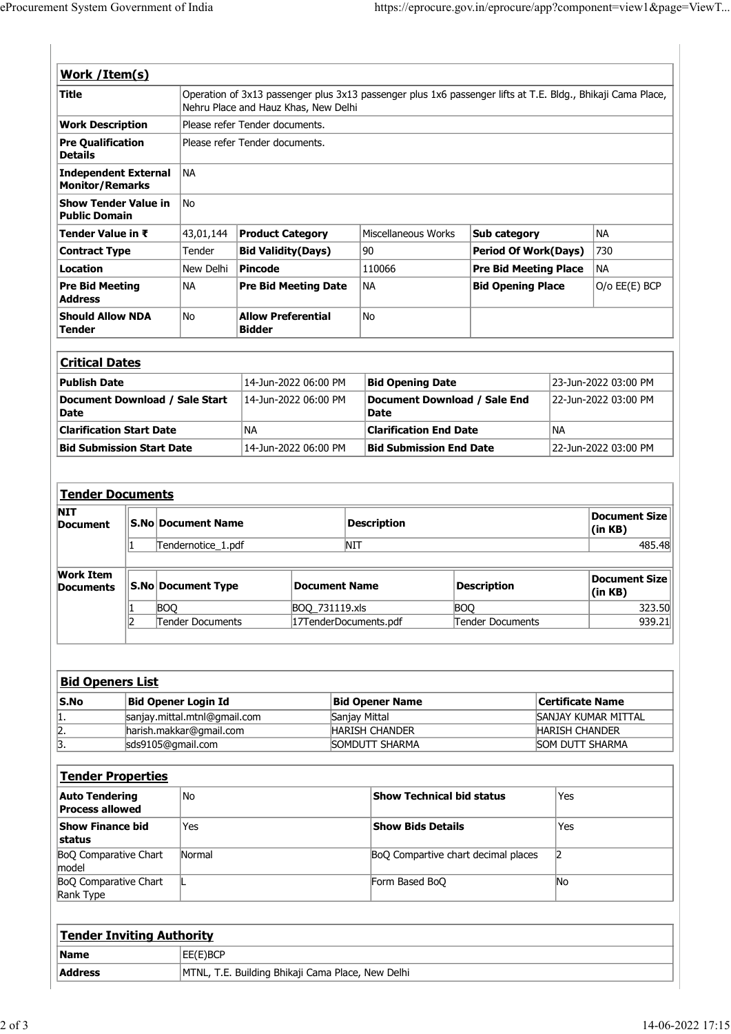## Work /Item(s)

| | | | | | | |
|---|---|---|---|---|---|---|
| **Title** | Operation of 3x13 passenger plus 3x13 passenger plus 1x6 passenger lifts at T.E. Bldg., Bhikaji Cama Place, Nehru Place and Hauz Khas, New Delhi | | | | | |
| **Work Description** | Please refer Tender documents. | | | | | |
| **Pre Qualification Details** | Please refer Tender documents. | | | | | |
| **Independent External Monitor/Remarks** | NA | | | | | |
| **Show Tender Value in Public Domain** | No | | | | | |
| **Tender Value in ₹** | 43,01,144 | **Product Category** | Miscellaneous Works | **Sub category** | NA | |
| **Contract Type** | Tender | **Bid Validity(Days)** | 90 | **Period Of Work(Days)** | 730 | |
| **Location** | New Delhi | **Pincode** | 110066 | **Pre Bid Meeting Place** | NA | |
| **Pre Bid Meeting Address** | NA | **Pre Bid Meeting Date** | NA | **Bid Opening Place** | O/o EE(E) BCP | |
| **Should Allow NDA Tender** | No | **Allow Preferential Bidder** | No | | | |

## Critical Dates

| | | | |
|---|---|---|---|
| **Publish Date** | 14-Jun-2022 06:00 PM | **Bid Opening Date** | 23-Jun-2022 03:00 PM |
| **Document Download / Sale Start Date** | 14-Jun-2022 06:00 PM | **Document Download / Sale End Date** | 22-Jun-2022 03:00 PM |
| **Clarification Start Date** | NA | **Clarification End Date** | NA |
| **Bid Submission Start Date** | 14-Jun-2022 06:00 PM | **Bid Submission End Date** | 22-Jun-2022 03:00 PM |

## Tender Documents

**NIT Document**

| S.No | Document Name | Description | Document Size (in KB) |
|---|---|---|---|
| 1 | Tendernotice_1.pdf | NIT | 485.48 |

**Work Item Documents**

| S.No | Document Type | Document Name | Description | Document Size (in KB) |
|---|---|---|---|---|
| 1 | BOQ | BOQ_731119.xls | BOQ | 323.50 |
| 2 | Tender Documents | 17TenderDocuments.pdf | Tender Documents | 939.21 |

## Bid Openers List

| S.No | Bid Opener Login Id | Bid Opener Name | Certificate Name |
|---|---|---|---|
| 1. | sanjay.mittal.mtnl@gmail.com | Sanjay Mittal | SANJAY KUMAR MITTAL |
| 2. | harish.makkar@gmail.com | HARISH CHANDER | HARISH CHANDER |
| 3. | sds9105@gmail.com | SOMDUTT SHARMA | SOM DUTT SHARMA |

## Tender Properties

| | | | |
|---|---|---|---|
| **Auto Tendering Process allowed** | No | **Show Technical bid status** | Yes |
| **Show Finance bid status** | Yes | **Show Bids Details** | Yes |
| BoQ Comparative Chart model | Normal | BoQ Compartive chart decimal places | 2 |
| BoQ Comparative Chart Rank Type | L | Form Based BoQ | No |

## Tender Inviting Authority

| | |
|---|---|
| **Name** | EE(E)BCP |
| **Address** | MTNL, T.E. Building Bhikaji Cama Place, New Delhi |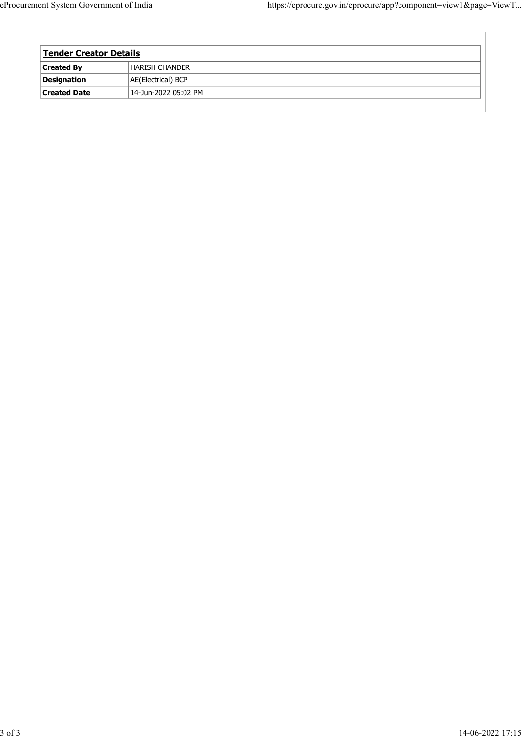## Tender Creator Details

| | |
|---|---|
| **Created By** | HARISH CHANDER |
| **Designation** | AE(Electrical) BCP |
| **Created Date** | 14-Jun-2022 05:02 PM |